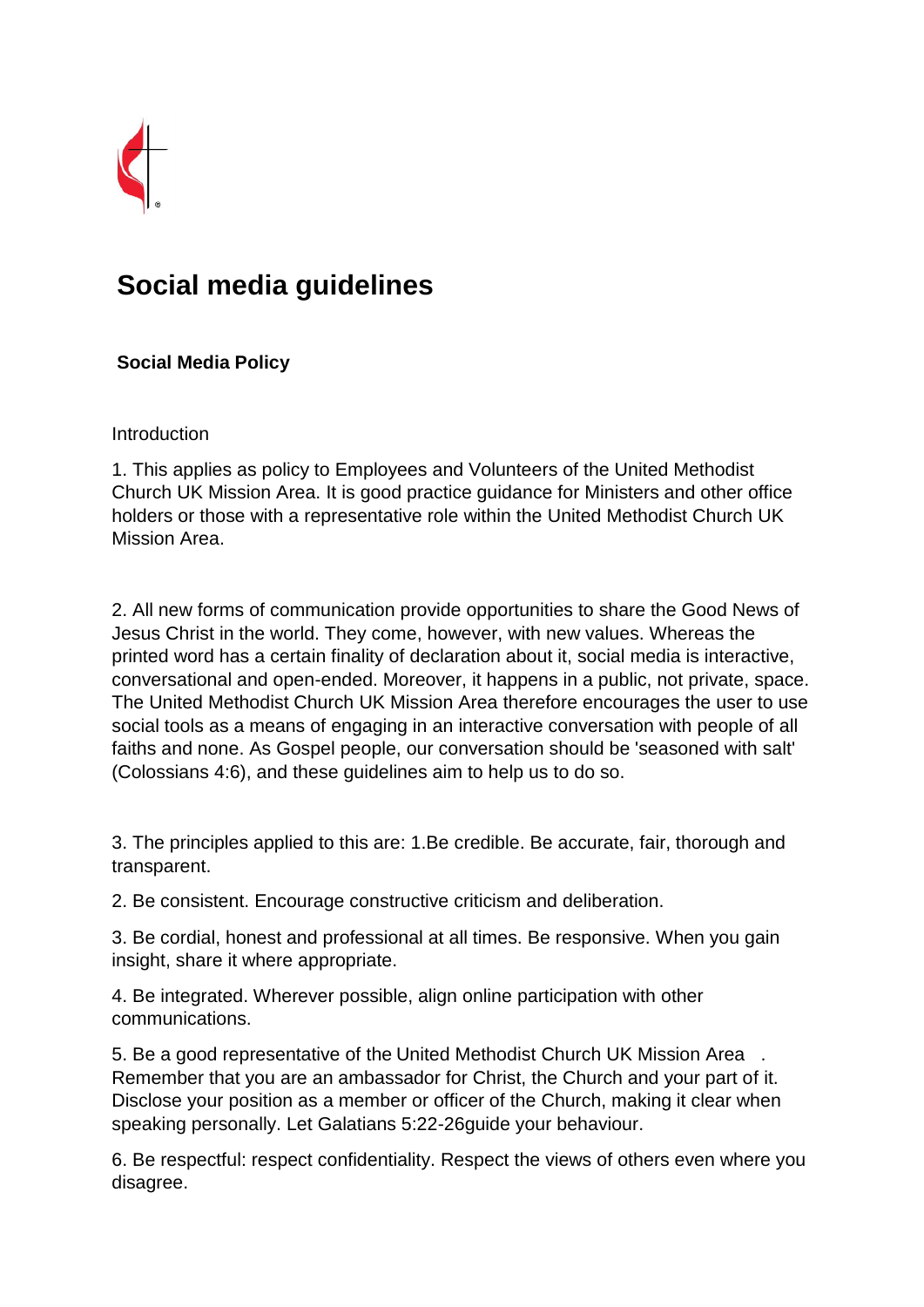# Social media guidelines

## Social Media Policy

Introduction

1. This applies as policy to Employees and Volunteers of the United Methodist Church UK Mission Area. It is good practice guidance for Ministers and other office holders or those with a representative role within the United Methodist Church UK Mission Area.

2. All new forms of communication provide opportunities to share the Good News of Jesus Christ in the world. They come, however, with new values. Whereas the printed word has a certain finality of declaration about it, social media is interactive, conversational and open-ended. Moreover, it happens in a public, not private, space. The United Methodist Church UK Mission Area therefore encourages the user to use social tools as a means of engaging in an interactive conversation with people of all faiths and none. As Gospel people, our conversation should be 'seasoned with salt' (Colossians 4:6), and these guidelines aim to help us to do so.

3. The principles applied to this are: 1.Be credible. Be accurate, fair, thorough and transparent.

2. Be consistent. Encourage constructive criticism and deliberation.

3. Be cordial, honest and professional at all times. Be responsive. When you gain insight, share it where appropriate.

4. Be integrated. Wherever possible, align online participation with other communications.

5. Be a good representative of the United Methodist Church UK Mission Area . Remember that you are an ambassador for Christ, the Church and your part of it. Disclose your position as a member or officer of the Church, making it clear when speaking personally. Let Galatians 5:22-26guide your behaviour.

6. Be respectful: respect confidentiality. Respect the views of others even where you disagree.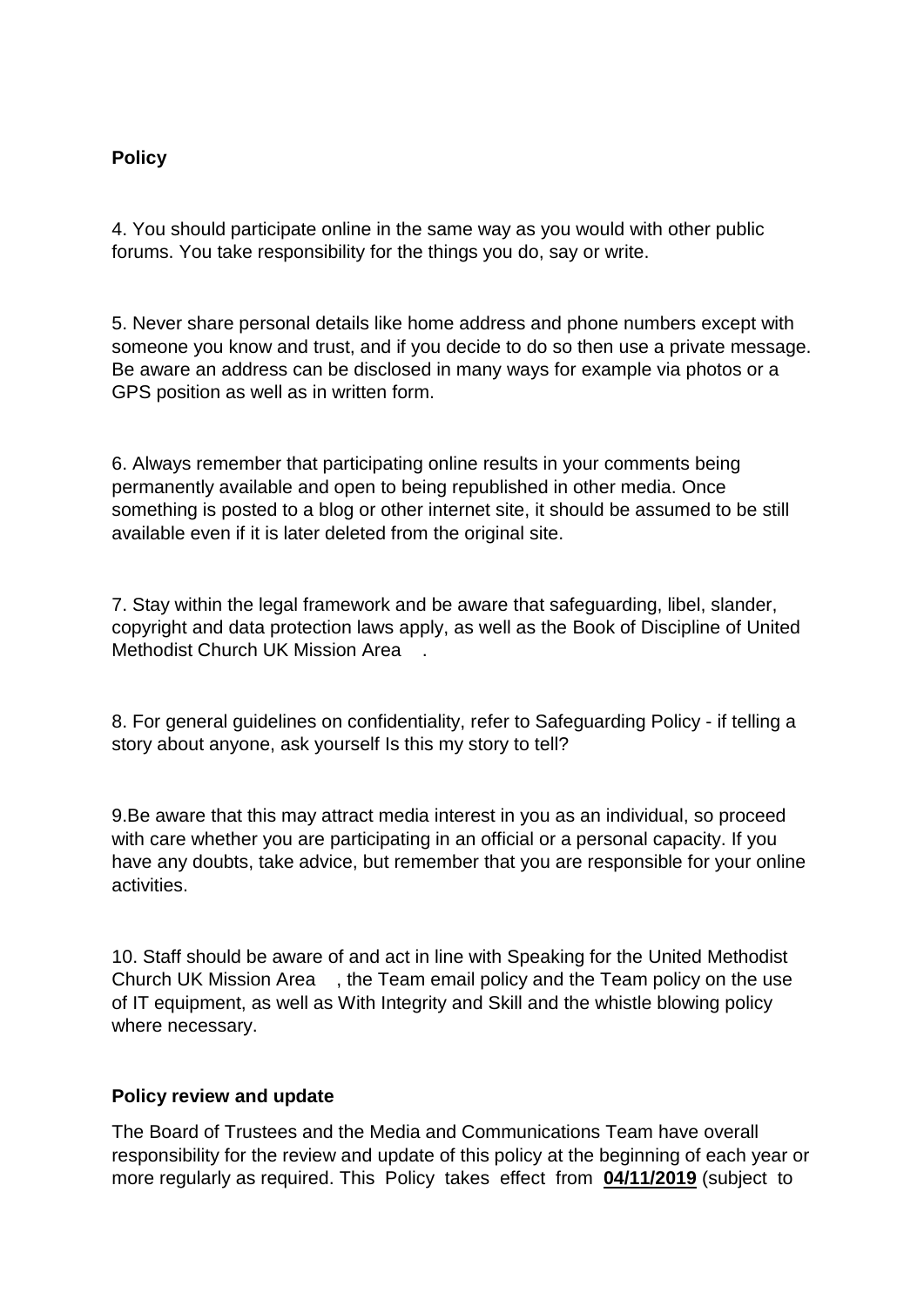**Policy**

4. You should participate online in the same way as you would with other public forums. You take responsibility for the things you do, say or write.

5. Never share personal details like home address and phone numbers except with someone you know and trust, and if you decide to do so then use a private message. Be aware an address can be disclosed in many ways for example via photos or a GPS position as well as in written form.

6. Always remember that participating online results in your comments being permanently available and open to being republished in other media. Once something is posted to a blog or other internet site, it should be assumed to be still available even if it is later deleted from the original site.

7. Stay within the legal framework and be aware that safeguarding, libel, slander, copyright and data protection laws apply, as well as the Book of Discipline of United Methodist Church UK Mission Area .

8. For general guidelines on confidentiality, refer to Safeguarding Policy - if telling a story about anyone, ask yourself Is this my story to tell?

9.Be aware that this may attract media interest in you as an individual, so proceed with care whether you are participating in an official or a personal capacity. If you have any doubts, take advice, but remember that you are responsible for your online activities.

10. Staff should be aware of and act in line with Speaking for the United Methodist Church UK Mission Area , the Team email policy and the Team policy on the use of IT equipment, as well as With Integrity and Skill and the whistle blowing policy where necessary.

**Policy review and update**

The Board of Trustees and the Media and Communications Team have overall responsibility for the review and update of this policy at the beginning of each year or more regularly as required. This Policy takes effect from **04/11/2019** (subject to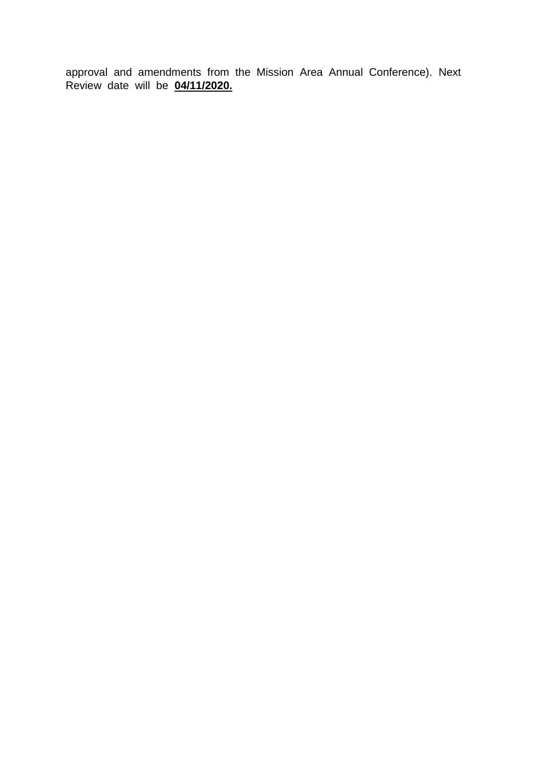approval and amendments from the Mission Area Annual Conference). Next Review date will be **04/11/2020.**